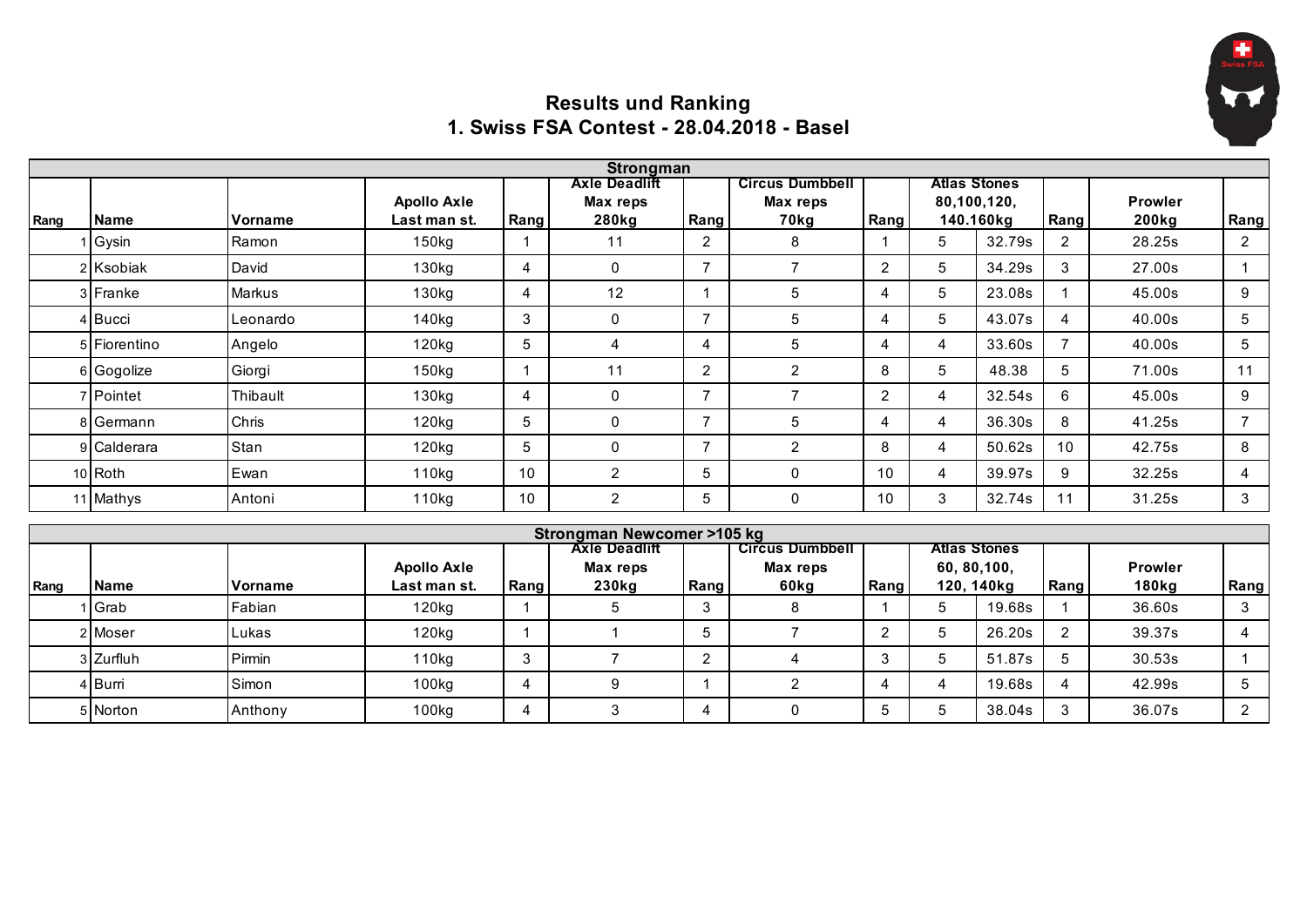# Results und Ranking
# 1. Swiss FSA Contest - 28.04.2018 - Basel

| Strongman | | | | | | | | | | | | | |
|---|---|---|---|---|---|---|---|---|---|---|---|---|---|
| Rang | Name | Vorname | Apollo Axle Last man st. | Rang | Axle Deadlift Max reps 280kg | Rang | Circus Dumbbell Max reps 70kg | Rang | Atlas Stones 80,100,120, 140.160kg | | Rang | Prowler 200kg | Rang |
| 1 | Gysin | Ramon | 150kg | 1 | 11 | 2 | 8 | 1 | 5 | 32.79s | 2 | 28.25s | 2 |
| 2 | Ksobiak | David | 130kg | 4 | 0 | 7 | 7 | 2 | 5 | 34.29s | 3 | 27.00s | 1 |
| 3 | Franke | Markus | 130kg | 4 | 12 | 1 | 5 | 4 | 5 | 23.08s | 1 | 45.00s | 9 |
| 4 | Bucci | Leonardo | 140kg | 3 | 0 | 7 | 5 | 4 | 5 | 43.07s | 4 | 40.00s | 5 |
| 5 | Fiorentino | Angelo | 120kg | 5 | 4 | 4 | 5 | 4 | 4 | 33.60s | 7 | 40.00s | 5 |
| 6 | Gogolize | Giorgi | 150kg | 1 | 11 | 2 | 2 | 8 | 5 | 48.38 | 5 | 71.00s | 11 |
| 7 | Pointet | Thibault | 130kg | 4 | 0 | 7 | 7 | 2 | 4 | 32.54s | 6 | 45.00s | 9 |
| 8 | Germann | Chris | 120kg | 5 | 0 | 7 | 5 | 4 | 4 | 36.30s | 8 | 41.25s | 7 |
| 9 | Calderara | Stan | 120kg | 5 | 0 | 7 | 2 | 8 | 4 | 50.62s | 10 | 42.75s | 8 |
| 10 | Roth | Ewan | 110kg | 10 | 2 | 5 | 0 | 10 | 4 | 39.97s | 9 | 32.25s | 4 |
| 11 | Mathys | Antoni | 110kg | 10 | 2 | 5 | 0 | 10 | 3 | 32.74s | 11 | 31.25s | 3 |

| Strongman Newcomer >105 kg | | | | | | | | | | | | | |
|---|---|---|---|---|---|---|---|---|---|---|---|---|---|
| Rang | Name | Vorname | Apollo Axle Last man st. | Rang | Axle Deadlift Max reps 230kg | Rang | Circus Dumbbell Max reps 60kg | Rang | Atlas Stones 60, 80,100, 120, 140kg | | Rang | Prowler 180kg | Rang |
| 1 | Grab | Fabian | 120kg | 1 | 5 | 3 | 8 | 1 | 5 | 19.68s | 1 | 36.60s | 3 |
| 2 | Moser | Lukas | 120kg | 1 | 1 | 5 | 7 | 2 | 5 | 26.20s | 2 | 39.37s | 4 |
| 3 | Zurfluh | Pirmin | 110kg | 3 | 7 | 2 | 4 | 3 | 5 | 51.87s | 5 | 30.53s | 1 |
| 4 | Burri | Simon | 100kg | 4 | 9 | 1 | 2 | 4 | 4 | 19.68s | 4 | 42.99s | 5 |
| 5 | Norton | Anthony | 100kg | 4 | 3 | 4 | 0 | 5 | 5 | 38.04s | 3 | 36.07s | 2 |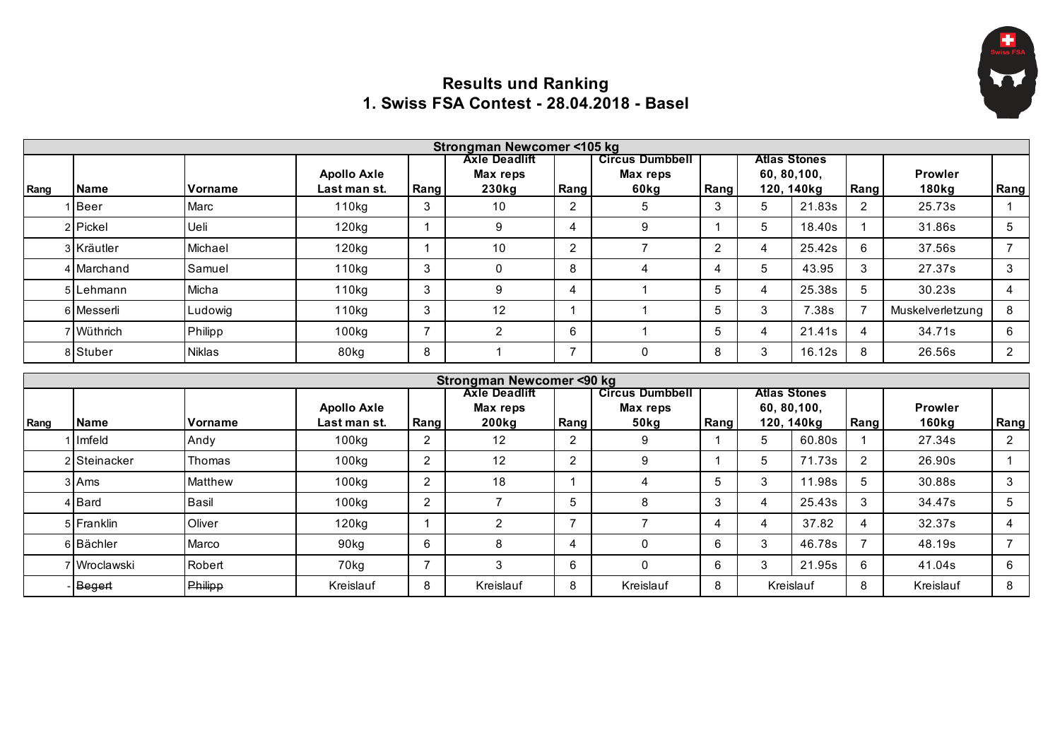## Results und Ranking
## 1. Swiss FSA Contest - 28.04.2018 - Basel

| Strongman Newcomer <105 kg | | | | | | | | | | | | | |
|---|---|---|---|---|---|---|---|---|---|---|---|---|---|
| Rang | Name | Vorname | Apollo Axle Last man st. | Rang | Axle Deadlift Max reps 230kg | Rang | Circus Dumbbell Max reps 60kg | Rang | Atlas Stones 60, 80,100, 120, 140kg | | Rang | Prowler 180kg | Rang |
| 1 | Beer | Marc | 110kg | 3 | 10 | 2 | 5 | 3 | 5 | 21.83s | 2 | 25.73s | 1 |
| 2 | Pickel | Ueli | 120kg | 1 | 9 | 4 | 9 | 1 | 5 | 18.40s | 1 | 31.86s | 5 |
| 3 | Kräutler | Michael | 120kg | 1 | 10 | 2 | 7 | 2 | 4 | 25.42s | 6 | 37.56s | 7 |
| 4 | Marchand | Samuel | 110kg | 3 | 0 | 8 | 4 | 4 | 5 | 43.95 | 3 | 27.37s | 3 |
| 5 | Lehmann | Micha | 110kg | 3 | 9 | 4 | 1 | 5 | 4 | 25.38s | 5 | 30.23s | 4 |
| 6 | Messerli | Ludowig | 110kg | 3 | 12 | 1 | 1 | 5 | 3 | 7.38s | 7 | Muskelverletzung | 8 |
| 7 | Wüthrich | Philipp | 100kg | 7 | 2 | 6 | 1 | 5 | 4 | 21.41s | 4 | 34.71s | 6 |
| 8 | Stuber | Niklas | 80kg | 8 | 1 | 7 | 0 | 8 | 3 | 16.12s | 8 | 26.56s | 2 |

| Strongman Newcomer <90 kg | | | | | | | | | | | | | |
|---|---|---|---|---|---|---|---|---|---|---|---|---|---|
| Rang | Name | Vorname | Apollo Axle Last man st. | Rang | Axle Deadlift Max reps 200kg | Rang | Circus Dumbbell Max reps 50kg | Rang | Atlas Stones 60, 80,100, 120, 140kg | | Rang | Prowler 160kg | Rang |
| 1 | Imfeld | Andy | 100kg | 2 | 12 | 2 | 9 | 1 | 5 | 60.80s | 1 | 27.34s | 2 |
| 2 | Steinacker | Thomas | 100kg | 2 | 12 | 2 | 9 | 1 | 5 | 71.73s | 2 | 26.90s | 1 |
| 3 | Ams | Matthew | 100kg | 2 | 18 | 1 | 4 | 5 | 3 | 11.98s | 5 | 30.88s | 3 |
| 4 | Bard | Basil | 100kg | 2 | 7 | 5 | 8 | 3 | 4 | 25.43s | 3 | 34.47s | 5 |
| 5 | Franklin | Oliver | 120kg | 1 | 2 | 7 | 7 | 4 | 4 | 37.82 | 4 | 32.37s | 4 |
| 6 | Bächler | Marco | 90kg | 6 | 8 | 4 | 0 | 6 | 3 | 46.78s | 7 | 48.19s | 7 |
| 7 | Wroclawski | Robert | 70kg | 7 | 3 | 6 | 0 | 6 | 3 | 21.95s | 6 | 41.04s | 6 |
| - | ~~Begert~~ | ~~Philipp~~ | Kreislauf | 8 | Kreislauf | 8 | Kreislauf | 8 | Kreislauf | | 8 | Kreislauf | 8 |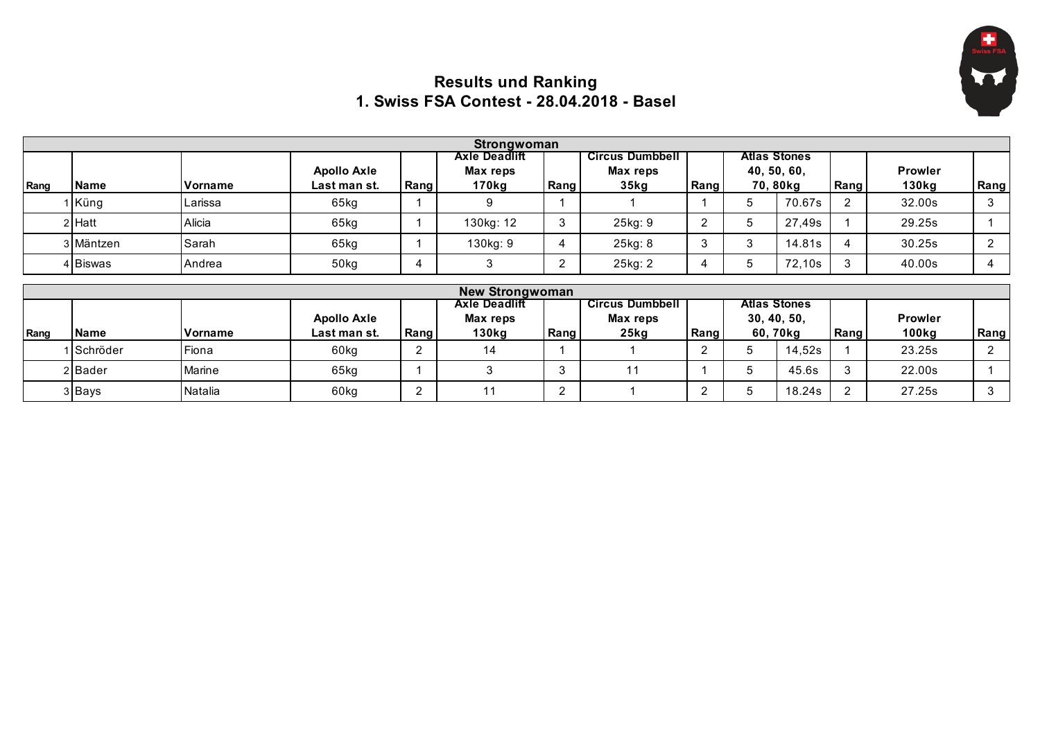# Results und Ranking
## 1. Swiss FSA Contest - 28.04.2018 - Basel

| Strongwoman | | | | | | | | | | | | | |
|---|---|---|---|---|---|---|---|---|---|---|---|---|---|
| Rang | Name | Vorname | Apollo Axle Last man st. | Rang | Axle Deadlift Max reps 170kg | Rang | Circus Dumbbell Max reps 35kg | Rang | Atlas Stones 40, 50, 60, 70, 80kg | | Rang | Prowler 130kg | Rang |
| 1 | Küng | Larissa | 65kg | 1 | 9 | 1 | 1 | 1 | 5 | 70.67s | 2 | 32.00s | 3 |
| 2 | Hatt | Alicia | 65kg | 1 | 130kg: 12 | 3 | 25kg: 9 | 2 | 5 | 27,49s | 1 | 29.25s | 1 |
| 3 | Mäntzen | Sarah | 65kg | 1 | 130kg: 9 | 4 | 25kg: 8 | 3 | 3 | 14.81s | 4 | 30.25s | 2 |
| 4 | Biswas | Andrea | 50kg | 4 | 3 | 2 | 25kg: 2 | 4 | 5 | 72,10s | 3 | 40.00s | 4 |

| New Strongwoman | | | | | | | | | | | | | |
|---|---|---|---|---|---|---|---|---|---|---|---|---|---|
| Rang | Name | Vorname | Apollo Axle Last man st. | Rang | Axle Deadlift Max reps 130kg | Rang | Circus Dumbbell Max reps 25kg | Rang | Atlas Stones 30, 40, 50, 60, 70kg | | Rang | Prowler 100kg | Rang |
| 1 | Schröder | Fiona | 60kg | 2 | 14 | 1 | 1 | 2 | 5 | 14,52s | 1 | 23.25s | 2 |
| 2 | Bader | Marine | 65kg | 1 | 3 | 3 | 11 | 1 | 5 | 45.6s | 3 | 22.00s | 1 |
| 3 | Bays | Natalia | 60kg | 2 | 11 | 2 | 1 | 2 | 5 | 18.24s | 2 | 27.25s | 3 |